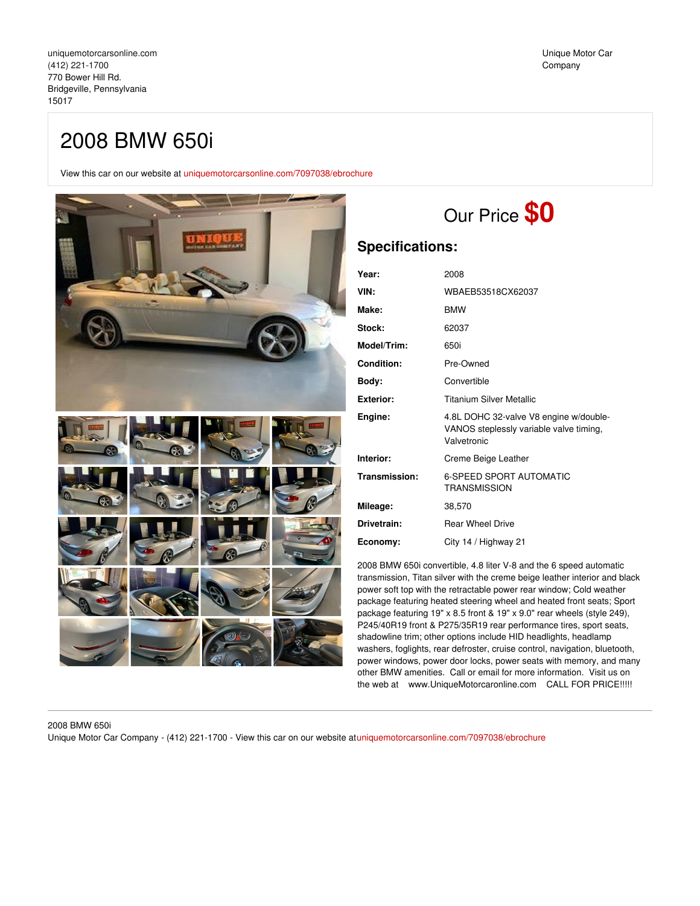uniquemotorcarsonline.com
(412) 221-1700
770 Bower Hill Rd.
Bridgeville, Pennsylvania
15017

Unique Motor Car Company

# 2008 BMW 650i

View this car on our website at uniquemotorcarsonline.com/7097038/ebrochure

## Our Price **$0**

## Specifications:

| | |
|---|---|
| **Year:** | 2008 |
| **VIN:** | WBAEB53518CX62037 |
| **Make:** | BMW |
| **Stock:** | 62037 |
| **Model/Trim:** | 650i |
| **Condition:** | Pre-Owned |
| **Body:** | Convertible |
| **Exterior:** | Titanium Silver Metallic |
| **Engine:** | 4.8L DOHC 32-valve V8 engine w/double-VANOS steplessly variable valve timing, Valvetronic |
| **Interior:** | Creme Beige Leather |
| **Transmission:** | 6-SPEED SPORT AUTOMATIC TRANSMISSION |
| **Mileage:** | 38,570 |
| **Drivetrain:** | Rear Wheel Drive |
| **Economy:** | City 14 / Highway 21 |

2008 BMW 650i convertible, 4.8 liter V-8 and the 6 speed automatic transmission, Titan silver with the creme beige leather interior and black power soft top with the retractable power rear window; Cold weather package featuring heated steering wheel and heated front seats; Sport package featuring 19" x 8.5 front & 19" x 9.0" rear wheels (style 249), P245/40R19 front & P275/35R19 rear performance tires, sport seats, shadowline trim; other options include HID headlights, headlamp washers, foglights, rear defroster, cruise control, navigation, bluetooth, power windows, power door locks, power seats with memory, and many other BMW amenities. Call or email for more information. Visit us on the web at www.UniqueMotorcaronline.com CALL FOR PRICE!!!!!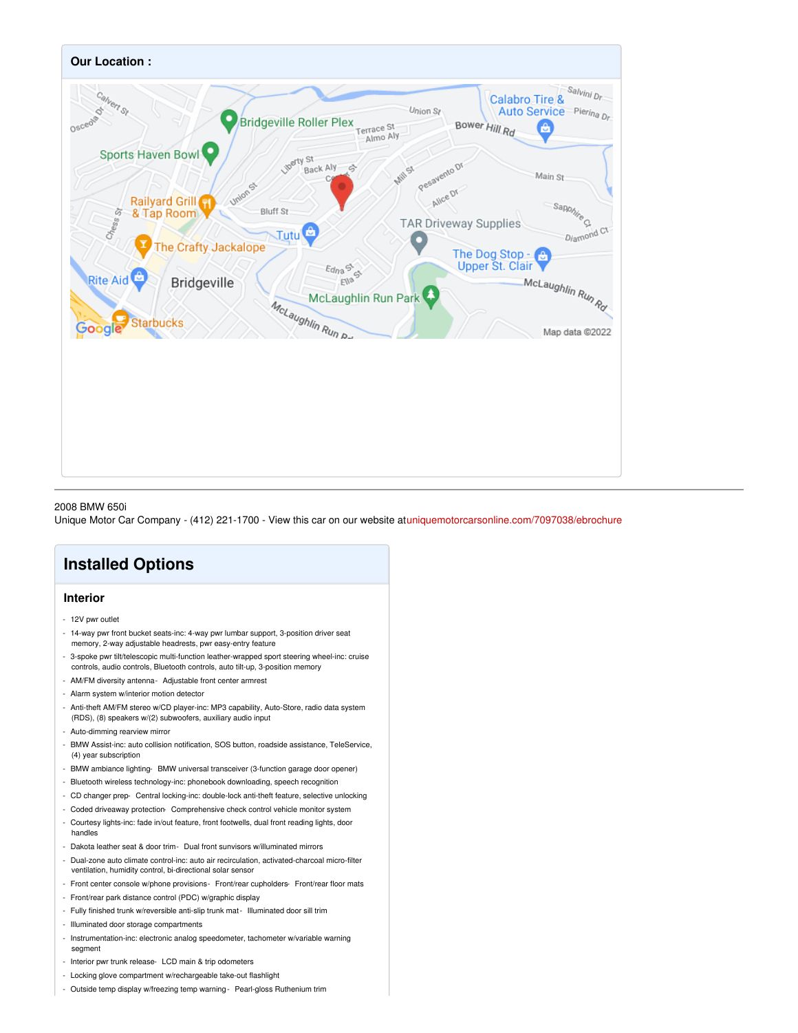## Our Location :

2008 BMW 650i
Unique Motor Car Company - (412) 221-1700 - View this car on our website at uniquemotorcarsonline.com/7097038/ebrochure

# Installed Options

## Interior

- 12V pwr outlet
- 14-way pwr front bucket seats-inc: 4-way pwr lumbar support, 3-position driver seat memory, 2-way adjustable headrests, pwr easy-entry feature
- 3-spoke pwr tilt/telescopic multi-function leather-wrapped sport steering wheel-inc: cruise controls, audio controls, Bluetooth controls, auto tilt-up, 3-position memory
- AM/FM diversity antenna- Adjustable front center armrest
- Alarm system w/interior motion detector
- Anti-theft AM/FM stereo w/CD player-inc: MP3 capability, Auto-Store, radio data system (RDS), (8) speakers w/(2) subwoofers, auxiliary audio input
- Auto-dimming rearview mirror
- BMW Assist-inc: auto collision notification, SOS button, roadside assistance, TeleService, (4) year subscription
- BMW ambiance lighting- BMW universal transceiver (3-function garage door opener)
- Bluetooth wireless technology-inc: phonebook downloading, speech recognition
- CD changer prep- Central locking-inc: double-lock anti-theft feature, selective unlocking
- Coded driveaway protection- Comprehensive check control vehicle monitor system
- Courtesy lights-inc: fade in/out feature, front footwells, dual front reading lights, door handles
- Dakota leather seat & door trim- Dual front sunvisors w/illuminated mirrors
- Dual-zone auto climate control-inc: auto air recirculation, activated-charcoal micro-filter ventilation, humidity control, bi-directional solar sensor
- Front center console w/phone provisions- Front/rear cupholders- Front/rear floor mats
- Front/rear park distance control (PDC) w/graphic display
- Fully finished trunk w/reversible anti-slip trunk mat- Illuminated door sill trim
- Illuminated door storage compartments
- Instrumentation-inc: electronic analog speedometer, tachometer w/variable warning segment
- Interior pwr trunk release- LCD main & trip odometers
- Locking glove compartment w/rechargeable take-out flashlight
- Outside temp display w/freezing temp warning- Pearl-gloss Ruthenium trim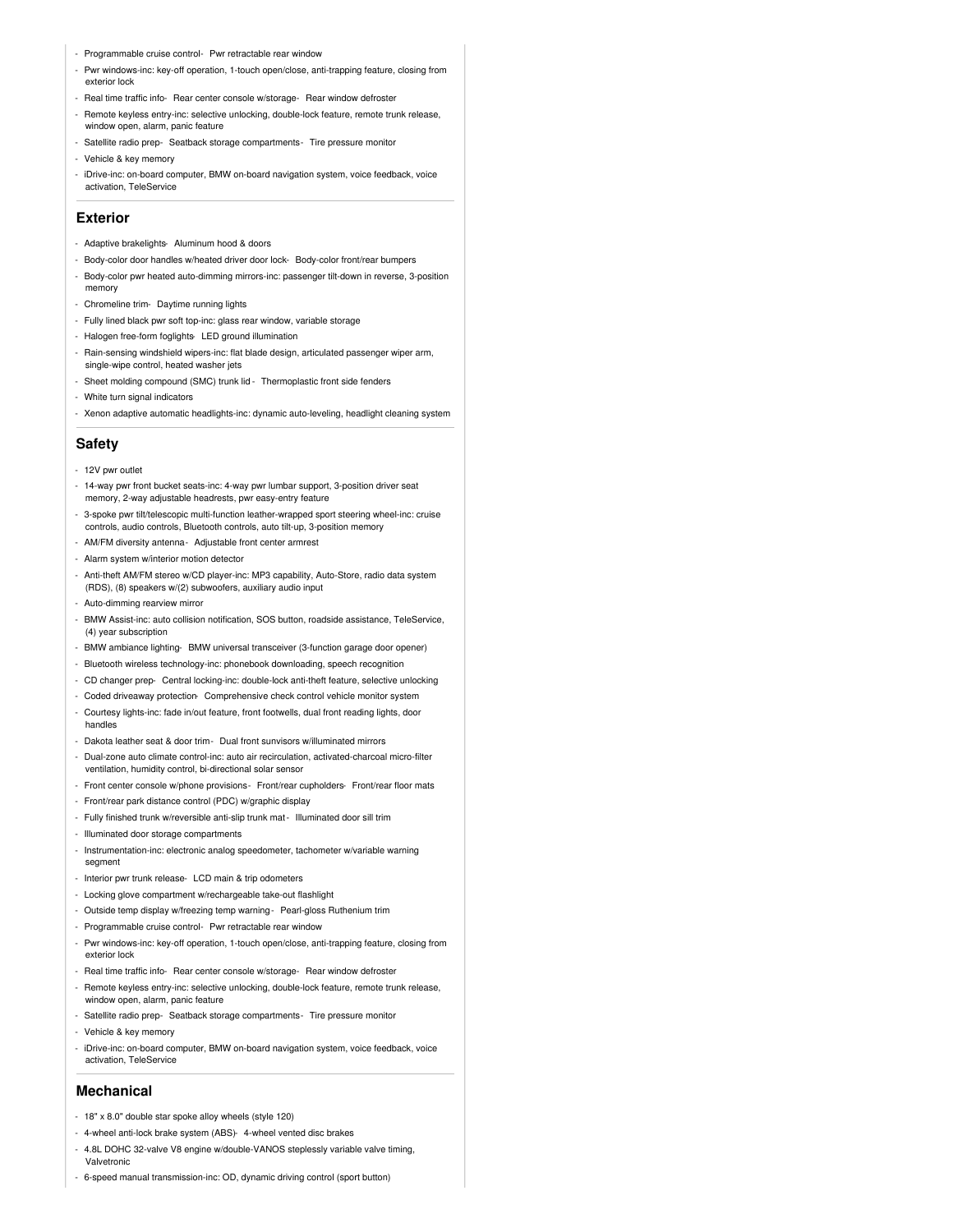- Programmable cruise control- Pwr retractable rear window
- Pwr windows-inc: key-off operation, 1-touch open/close, anti-trapping feature, closing from exterior lock
- Real time traffic info- Rear center console w/storage- Rear window defroster
- Remote keyless entry-inc: selective unlocking, double-lock feature, remote trunk release, window open, alarm, panic feature
- Satellite radio prep- Seatback storage compartments- Tire pressure monitor
- Vehicle & key memory
- iDrive-inc: on-board computer, BMW on-board navigation system, voice feedback, voice activation, TeleService

## Exterior

- Adaptive brakelights- Aluminum hood & doors
- Body-color door handles w/heated driver door lock- Body-color front/rear bumpers
- Body-color pwr heated auto-dimming mirrors-inc: passenger tilt-down in reverse, 3-position memory
- Chromeline trim- Daytime running lights
- Fully lined black pwr soft top-inc: glass rear window, variable storage
- Halogen free-form foglights- LED ground illumination
- Rain-sensing windshield wipers-inc: flat blade design, articulated passenger wiper arm, single-wipe control, heated washer jets
- Sheet molding compound (SMC) trunk lid - Thermoplastic front side fenders
- White turn signal indicators
- Xenon adaptive automatic headlights-inc: dynamic auto-leveling, headlight cleaning system

## Safety

- 12V pwr outlet
- 14-way pwr front bucket seats-inc: 4-way pwr lumbar support, 3-position driver seat memory, 2-way adjustable headrests, pwr easy-entry feature
- 3-spoke pwr tilt/telescopic multi-function leather-wrapped sport steering wheel-inc: cruise controls, audio controls, Bluetooth controls, auto tilt-up, 3-position memory
- AM/FM diversity antenna- Adjustable front center armrest
- Alarm system w/interior motion detector
- Anti-theft AM/FM stereo w/CD player-inc: MP3 capability, Auto-Store, radio data system (RDS), (8) speakers w/(2) subwoofers, auxiliary audio input
- Auto-dimming rearview mirror
- BMW Assist-inc: auto collision notification, SOS button, roadside assistance, TeleService, (4) year subscription
- BMW ambiance lighting- BMW universal transceiver (3-function garage door opener)
- Bluetooth wireless technology-inc: phonebook downloading, speech recognition
- CD changer prep- Central locking-inc: double-lock anti-theft feature, selective unlocking
- Coded driveaway protection- Comprehensive check control vehicle monitor system
- Courtesy lights-inc: fade in/out feature, front footwells, dual front reading lights, door handles
- Dakota leather seat & door trim- Dual front sunvisors w/illuminated mirrors
- Dual-zone auto climate control-inc: auto air recirculation, activated-charcoal micro-filter ventilation, humidity control, bi-directional solar sensor
- Front center console w/phone provisions- Front/rear cupholders- Front/rear floor mats
- Front/rear park distance control (PDC) w/graphic display
- Fully finished trunk w/reversible anti-slip trunk mat - Illuminated door sill trim
- Illuminated door storage compartments
- Instrumentation-inc: electronic analog speedometer, tachometer w/variable warning segment
- Interior pwr trunk release- LCD main & trip odometers
- Locking glove compartment w/rechargeable take-out flashlight
- Outside temp display w/freezing temp warning - Pearl-gloss Ruthenium trim
- Programmable cruise control- Pwr retractable rear window
- Pwr windows-inc: key-off operation, 1-touch open/close, anti-trapping feature, closing from exterior lock
- Real time traffic info- Rear center console w/storage- Rear window defroster
- Remote keyless entry-inc: selective unlocking, double-lock feature, remote trunk release, window open, alarm, panic feature
- Satellite radio prep- Seatback storage compartments- Tire pressure monitor
- Vehicle & key memory
- iDrive-inc: on-board computer, BMW on-board navigation system, voice feedback, voice activation, TeleService

## Mechanical

- 18" x 8.0" double star spoke alloy wheels (style 120)
- 4-wheel anti-lock brake system (ABS)- 4-wheel vented disc brakes
- 4.8L DOHC 32-valve V8 engine w/double-VANOS steplessly variable valve timing, Valvetronic
- 6-speed manual transmission-inc: OD, dynamic driving control (sport button)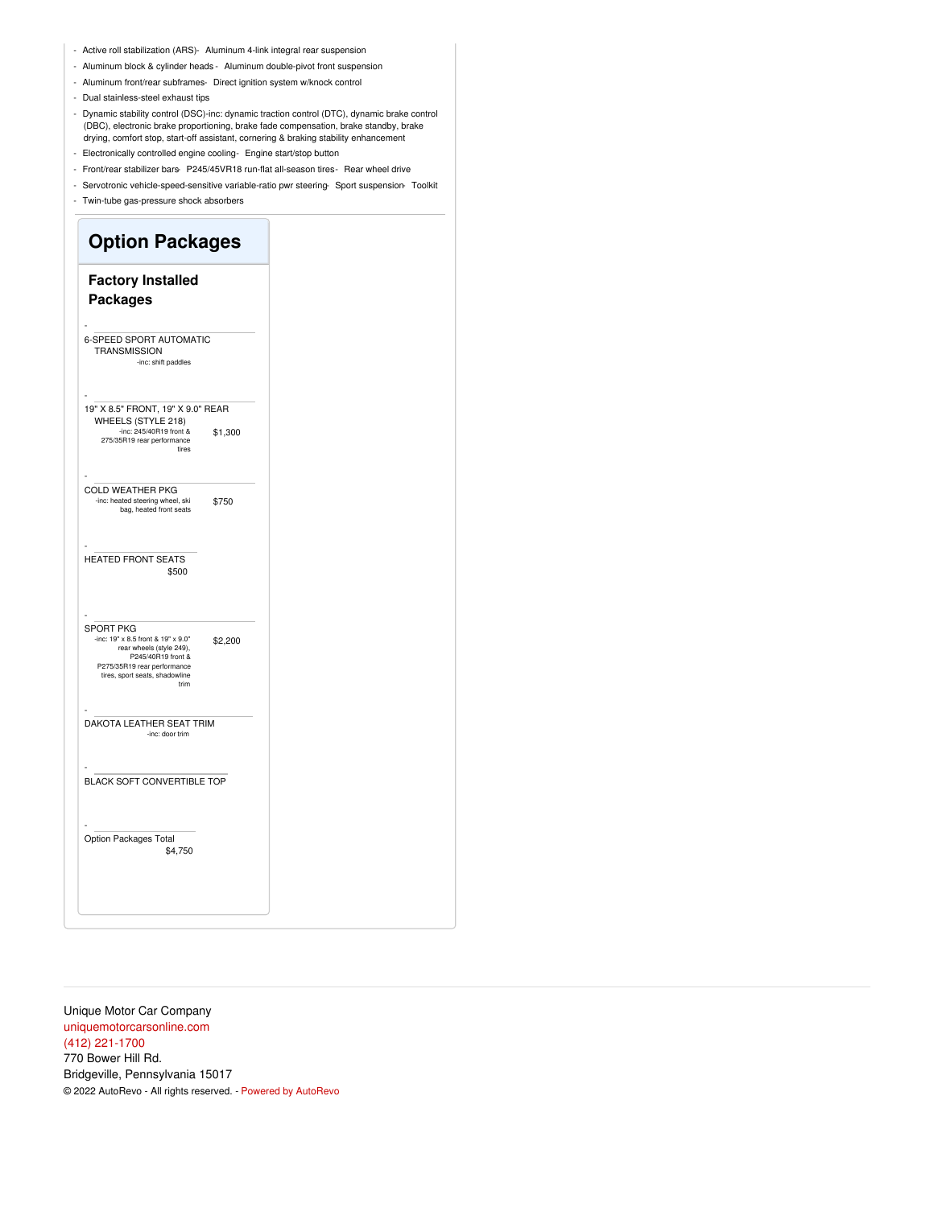- Active roll stabilization (ARS)
- Aluminum 4-link integral rear suspension
- Aluminum block & cylinder heads
- Aluminum double-pivot front suspension
- Aluminum front/rear subframes
- Direct ignition system w/knock control
- Dual stainless-steel exhaust tips
- Dynamic stability control (DSC)-inc: dynamic traction control (DTC), dynamic brake control (DBC), electronic brake proportioning, brake fade compensation, brake standby, brake drying, comfort stop, start-off assistant, cornering & braking stability enhancement
- Electronically controlled engine cooling
- Engine start/stop button
- Front/rear stabilizer bars
- P245/45VR18 run-flat all-season tires
- Rear wheel drive
- Servotronic vehicle-speed-sensitive variable-ratio pwr steering
- Sport suspension
- Toolkit
- Twin-tube gas-pressure shock absorbers

# Option Packages

## Factory Installed Packages

- 6-SPEED SPORT AUTOMATIC TRANSMISSION
  -inc: shift paddles

- 19" X 8.5" FRONT, 19" X 9.0" REAR WHEELS (STYLE 218) — $1,300
  -inc: 245/40R19 front & 275/35R19 rear performance tires

- COLD WEATHER PKG — $750
  -inc: heated steering wheel, ski bag, heated front seats

- HEATED FRONT SEATS — $500

- SPORT PKG — $2,200
  -inc: 19" x 8.5 front & 19" x 9.0" rear wheels (style 249), P245/40R19 front & P275/35R19 rear performance tires, sport seats, shadowline trim

- DAKOTA LEATHER SEAT TRIM
  -inc: door trim

- BLACK SOFT CONVERTIBLE TOP

- Option Packages Total — $4,750

Unique Motor Car Company
uniquemotorcarsonline.com
(412) 221-1700
770 Bower Hill Rd.
Bridgeville, Pennsylvania 15017
© 2022 AutoRevo - All rights reserved. - Powered by AutoRevo